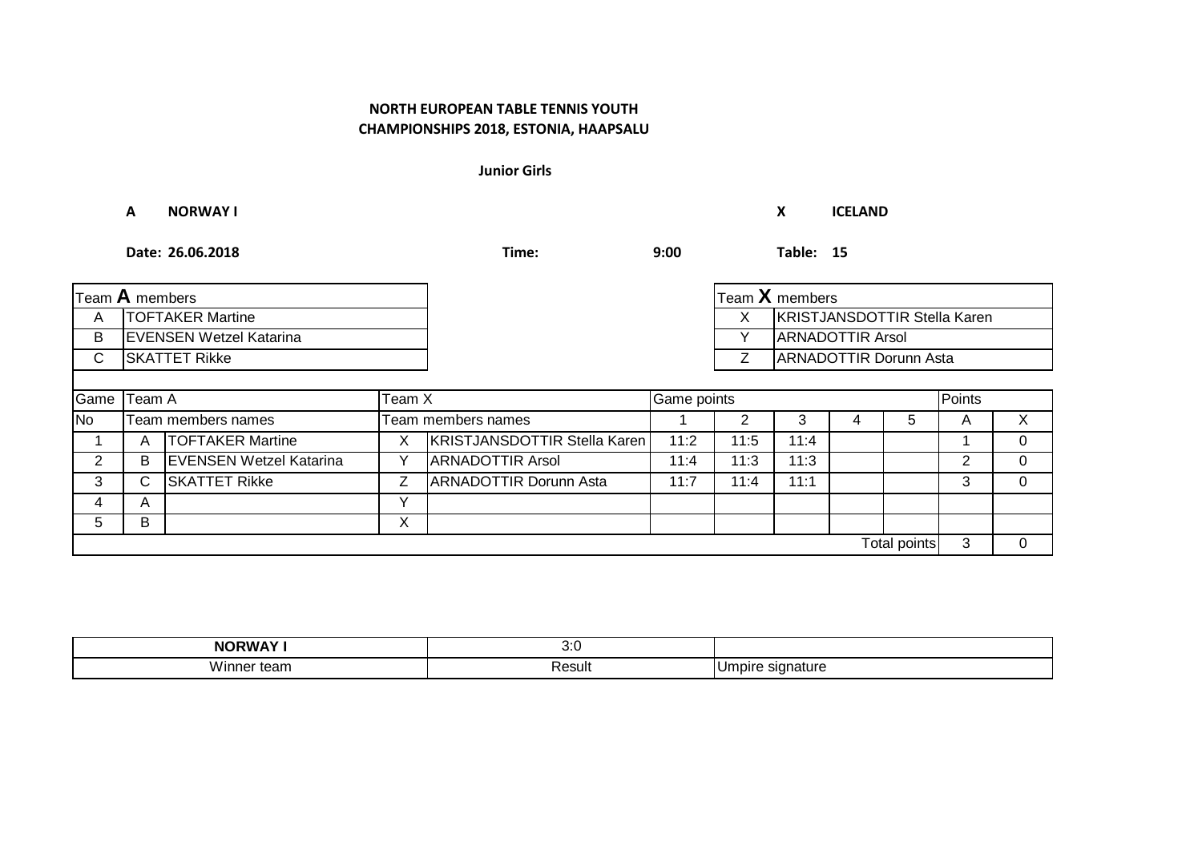# NORTH EUROPEAN TABLE TENNIS YOUTH CHAMPIONSHIPS 2018, ESTONIA, HAAPSALU

**Junior Girls**

**A NORWAY I** **X ICELAND**

**Date: 26.06.2018** **Time: 9:00** **Table: 15**

| Team **A** members | |
|---|---|
| A | TOFTAKER Martine |
| B | EVENSEN Wetzel Katarina |
| C | SKATTET Rikke |

| Team **X** members | |
|---|---|
| X | KRISTJANSDOTTIR Stella Karen |
| Y | ARNADOTTIR Arsol |
| Z | ARNADOTTIR Dorunn Asta |

| Game | Team A | | Team X | | Game points | | | | | Points | |
|---|---|---|---|---|---|---|---|---|---|---|---|
| No | Team members names | | Team members names | | 1 | 2 | 3 | 4 | 5 | A | X |
| 1 | A | TOFTAKER Martine | X | KRISTJANSDOTTIR Stella Karen | 11:2 | 11:5 | 11:4 | | | 1 | 0 |
| 2 | B | EVENSEN Wetzel Katarina | Y | ARNADOTTIR Arsol | 11:4 | 11:3 | 11:3 | | | 2 | 0 |
| 3 | C | SKATTET Rikke | Z | ARNADOTTIR Dorunn Asta | 11:7 | 11:4 | 11:1 | | | 3 | 0 |
| 4 | A | | Y | | | | | | | | |
| 5 | B | | X | | | | | | | | |
| | | | | | | | | | Total points | 3 | 0 |

| NORWAY I | 3:0 | |
|---|---|---|
| Winner team | Result | Umpire signature |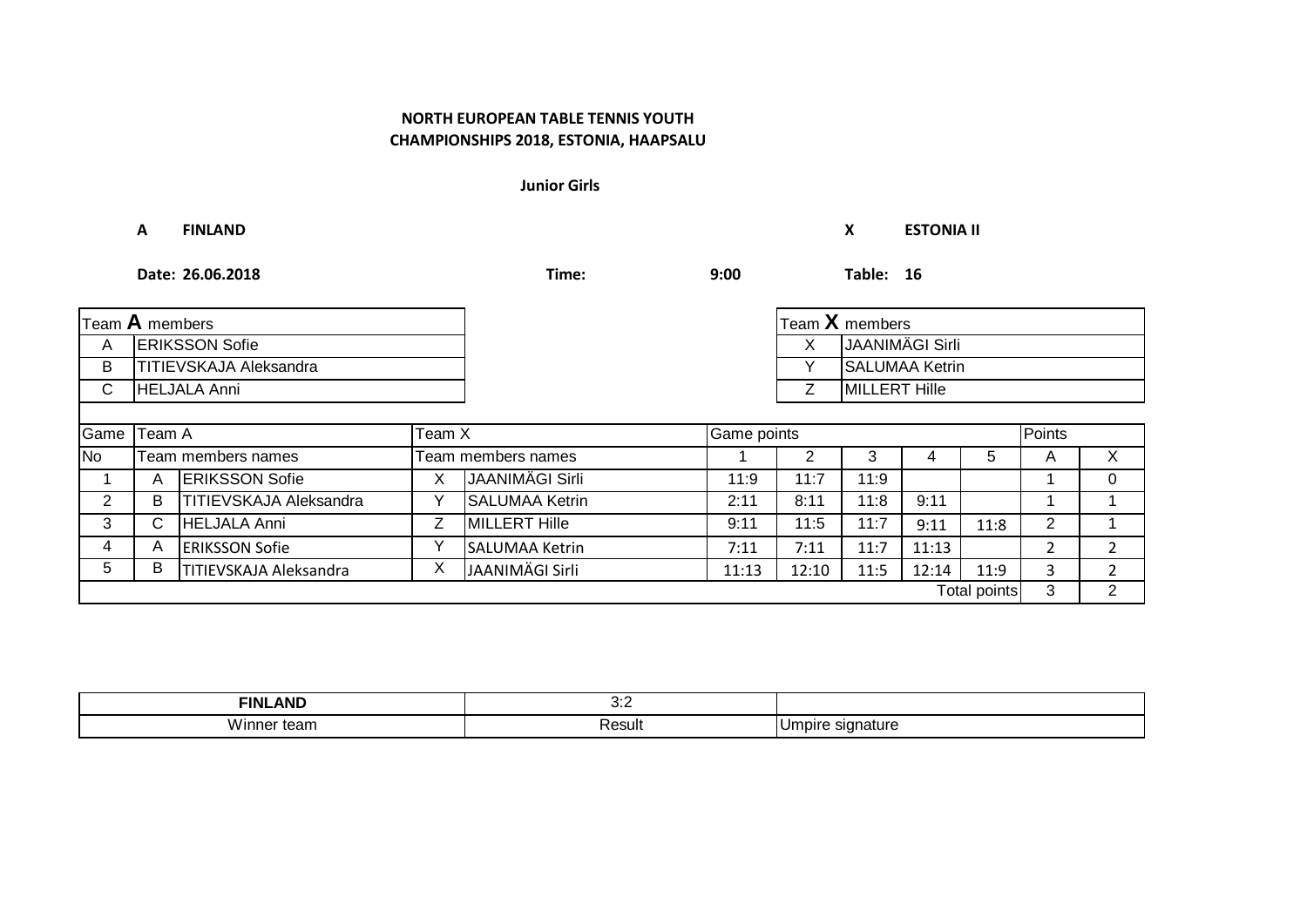**NORTH EUROPEAN TABLE TENNIS YOUTH CHAMPIONSHIPS 2018, ESTONIA, HAAPSALU**

**Junior Girls**

**A FINLAND** **X ESTONIA II**

**Date: 26.06.2018** **Time: 9:00** **Table: 16**

| Team **A** members | |
|---|---|
| A | ERIKSSON Sofie |
| B | TITIEVSKAJA Aleksandra |
| C | HELJALA Anni |

| Team **X** members | |
|---|---|
| X | JAANIMÄGI Sirli |
| Y | SALUMAA Ketrin |
| Z | MILLERT Hille |

| Game | Team A | | Team X | | Game points | | | | | Points | |
|---|---|---|---|---|---|---|---|---|---|---|---|
| No | Team members names | | Team members names | | 1 | 2 | 3 | 4 | 5 | A | X |
| 1 | A | ERIKSSON Sofie | X | JAANIMÄGI Sirli | 11:9 | 11:7 | 11:9 | | | 1 | 0 |
| 2 | B | TITIEVSKAJA Aleksandra | Y | SALUMAA Ketrin | 2:11 | 8:11 | 11:8 | 9:11 | | 1 | 1 |
| 3 | C | HELJALA Anni | Z | MILLERT Hille | 9:11 | 11:5 | 11:7 | 9:11 | 11:8 | 2 | 1 |
| 4 | A | ERIKSSON Sofie | Y | SALUMAA Ketrin | 7:11 | 7:11 | 11:7 | 11:13 | | 2 | 2 |
| 5 | B | TITIEVSKAJA Aleksandra | X | JAANIMÄGI Sirli | 11:13 | 12:10 | 11:5 | 12:14 | 11:9 | 3 | 2 |
| | | | | | | | | | Total points | 3 | 2 |

| **FINLAND** | 3:2 | |
|---|---|---|
| Winner team | Result | Umpire signature |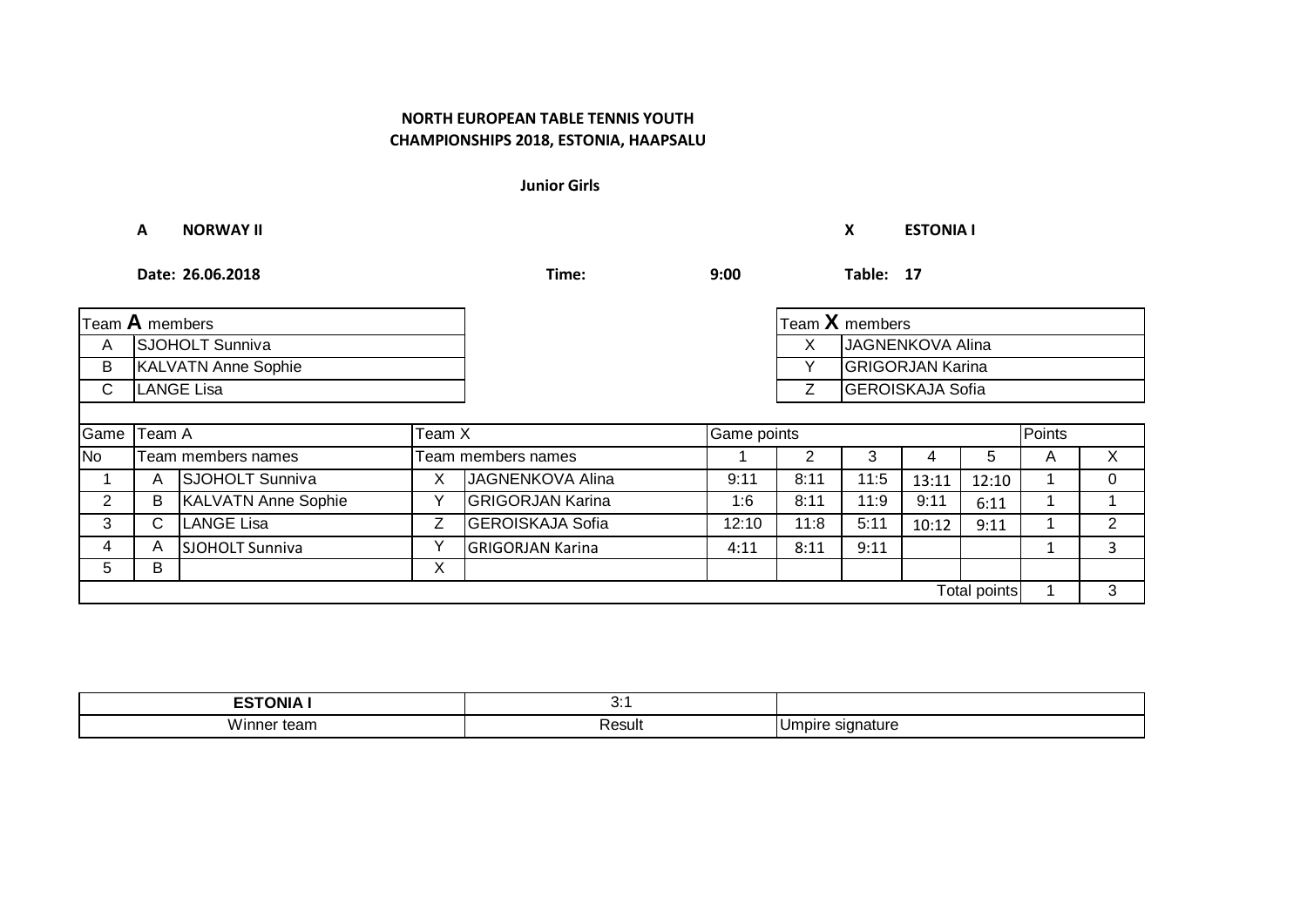**NORTH EUROPEAN TABLE TENNIS YOUTH CHAMPIONSHIPS 2018, ESTONIA, HAAPSALU**

**Junior Girls**

**A** **NORWAY II** **X** **ESTONIA I**

**Date: 26.06.2018** **Time: 9:00** **Table: 17**

| Team **A** members | |
|---|---|
| A | SJOHOLT Sunniva |
| B | KALVATN Anne Sophie |
| C | LANGE Lisa |

| Team **X** members | |
|---|---|
| X | JAGNENKOVA Alina |
| Y | GRIGORJAN Karina |
| Z | GEROISKAJA Sofia |

| Game | Team A | | Team X | | Game points | | | | | Points | |
|---|---|---|---|---|---|---|---|---|---|---|---|
| No | Team members names | | Team members names | | 1 | 2 | 3 | 4 | 5 | A | X |
| 1 | A | SJOHOLT Sunniva | X | JAGNENKOVA Alina | 9:11 | 8:11 | 11:5 | 13:11 | 12:10 | 1 | 0 |
| 2 | B | KALVATN Anne Sophie | Y | GRIGORJAN Karina | 1:6 | 8:11 | 11:9 | 9:11 | 6:11 | 1 | 1 |
| 3 | C | LANGE Lisa | Z | GEROISKAJA Sofia | 12:10 | 11:8 | 5:11 | 10:12 | 9:11 | 1 | 2 |
| 4 | A | SJOHOLT Sunniva | Y | GRIGORJAN Karina | 4:11 | 8:11 | 9:11 | | | 1 | 3 |
| 5 | B | | X | | | | | | | | |
| | | | | | | | | | Total points | 1 | 3 |

| ESTONIA I | 3:1 | |
|---|---|---|
| Winner team | Result | Umpire signature |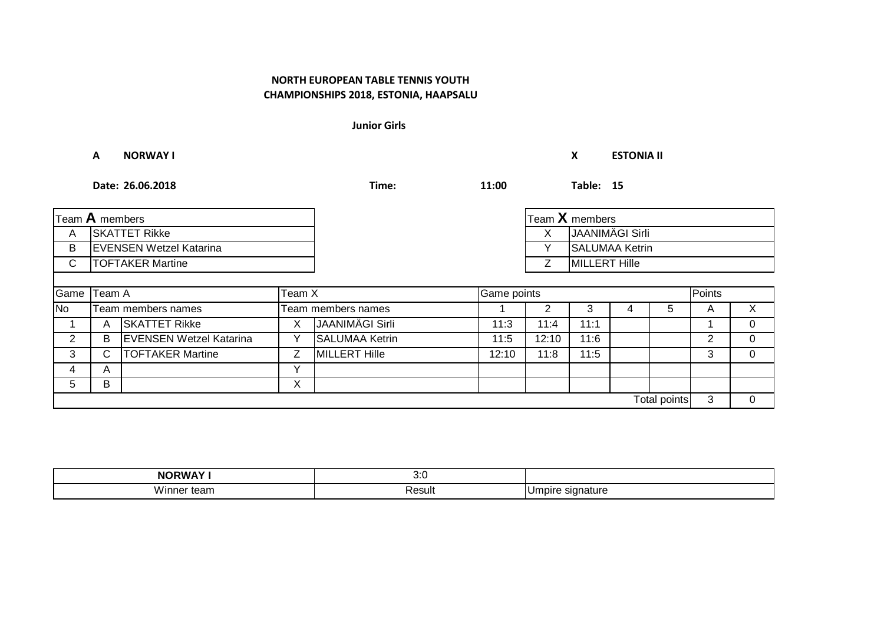**NORTH EUROPEAN TABLE TENNIS YOUTH CHAMPIONSHIPS 2018, ESTONIA, HAAPSALU**

**Junior Girls**

**A NORWAY I** **X ESTONIA II**

**Date: 26.06.2018** **Time: 11:00** **Table: 15**

| Team **A** members | |
|---|---|
| A | SKATTET Rikke |
| B | EVENSEN Wetzel Katarina |
| C | TOFTAKER Martine |

| Team **X** members | |
|---|---|
| X | JAANIMÄGI Sirli |
| Y | SALUMAA Ketrin |
| Z | MILLERT Hille |

| Game | Team A | | Team X | | Game points | | | | | Points | |
|---|---|---|---|---|---|---|---|---|---|---|---|
| No | Team members names | | Team members names | | 1 | 2 | 3 | 4 | 5 | A | X |
| 1 | A | SKATTET Rikke | X | JAANIMÄGI Sirli | 11:3 | 11:4 | 11:1 | | | 1 | 0 |
| 2 | B | EVENSEN Wetzel Katarina | Y | SALUMAA Ketrin | 11:5 | 12:10 | 11:6 | | | 2 | 0 |
| 3 | C | TOFTAKER Martine | Z | MILLERT Hille | 12:10 | 11:8 | 11:5 | | | 3 | 0 |
| 4 | A | | Y | | | | | | | | |
| 5 | B | | X | | | | | | | | |
| | | | | | | | | | Total points | 3 | 0 |

| NORWAY I | 3:0 | |
|---|---|---|
| Winner team | Result | Umpire signature |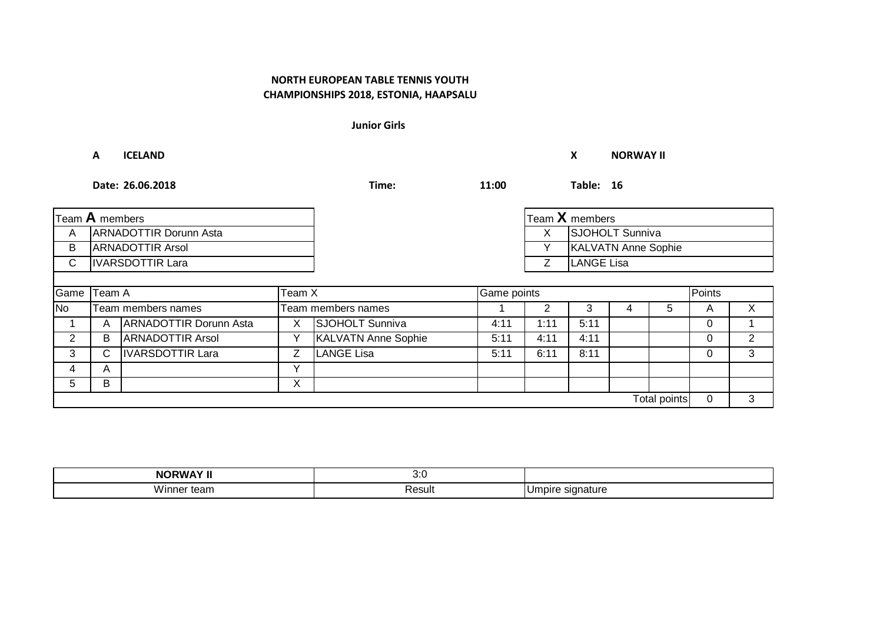**NORTH EUROPEAN TABLE TENNIS YOUTH CHAMPIONSHIPS 2018, ESTONIA, HAAPSALU**

**Junior Girls**

**A ICELAND** **X NORWAY II**

**Date: 26.06.2018** **Time: 11:00** **Table: 16**

| Team A members | |
|---|---|
| A | ARNADOTTIR Dorunn Asta |
| B | ARNADOTTIR Arsol |
| C | IVARSDOTTIR Lara |

| Team X members | |
|---|---|
| X | SJOHOLT Sunniva |
| Y | KALVATN Anne Sophie |
| Z | LANGE Lisa |

| Game | Team A | | Team X | | Game points | | | | | Points | |
|---|---|---|---|---|---|---|---|---|---|---|---|
| No | Team members names | | Team members names | | 1 | 2 | 3 | 4 | 5 | A | X |
| 1 | A | ARNADOTTIR Dorunn Asta | X | SJOHOLT Sunniva | 4:11 | 1:11 | 5:11 | | | 0 | 1 |
| 2 | B | ARNADOTTIR Arsol | Y | KALVATN Anne Sophie | 5:11 | 4:11 | 4:11 | | | 0 | 2 |
| 3 | C | IVARSDOTTIR Lara | Z | LANGE Lisa | 5:11 | 6:11 | 8:11 | | | 0 | 3 |
| 4 | A | | Y | | | | | | | | |
| 5 | B | | X | | | | | | | | |
| | | | | | | | | | Total points | 0 | 3 |

| NORWAY II | 3:0 | |
|---|---|---|
| Winner team | Result | Umpire signature |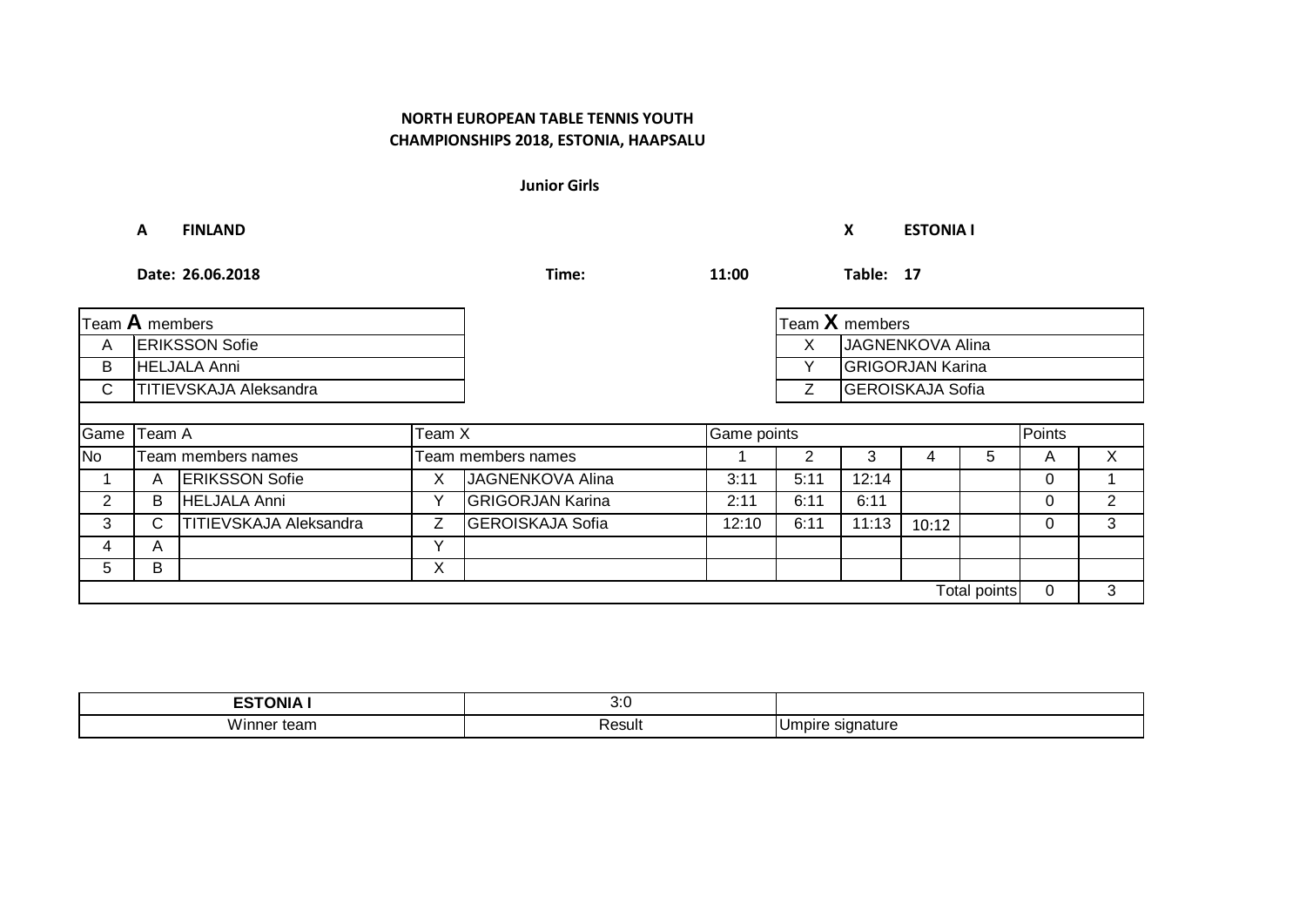**NORTH EUROPEAN TABLE TENNIS YOUTH CHAMPIONSHIPS 2018, ESTONIA, HAAPSALU**

**Junior Girls**

**A FINLAND** **X ESTONIA I**

**Date: 26.06.2018** **Time: 11:00** **Table: 17**

| Team **A** members | |
|---|---|
| A | ERIKSSON Sofie |
| B | HELJALA Anni |
| C | TITIEVSKAJA Aleksandra |

| Team **X** members | |
|---|---|
| X | JAGNENKOVA Alina |
| Y | GRIGORJAN Karina |
| Z | GEROISKAJA Sofia |

| Game | Team A | | Team X | | Game points | | | | | Points | |
|---|---|---|---|---|---|---|---|---|---|---|---|
| No | Team members names | | Team members names | | 1 | 2 | 3 | 4 | 5 | A | X |
| 1 | A | ERIKSSON Sofie | X | JAGNENKOVA Alina | 3:11 | 5:11 | 12:14 | | | 0 | 1 |
| 2 | B | HELJALA Anni | Y | GRIGORJAN Karina | 2:11 | 6:11 | 6:11 | | | 0 | 2 |
| 3 | C | TITIEVSKAJA Aleksandra | Z | GEROISKAJA Sofia | 12:10 | 6:11 | 11:13 | 10:12 | | 0 | 3 |
| 4 | A | | Y | | | | | | | | |
| 5 | B | | X | | | | | | | | |
| | | | | | | | | | Total points | 0 | 3 |

| ESTONIA I | 3:0 | |
|---|---|---|
| Winner team | Result | Umpire signature |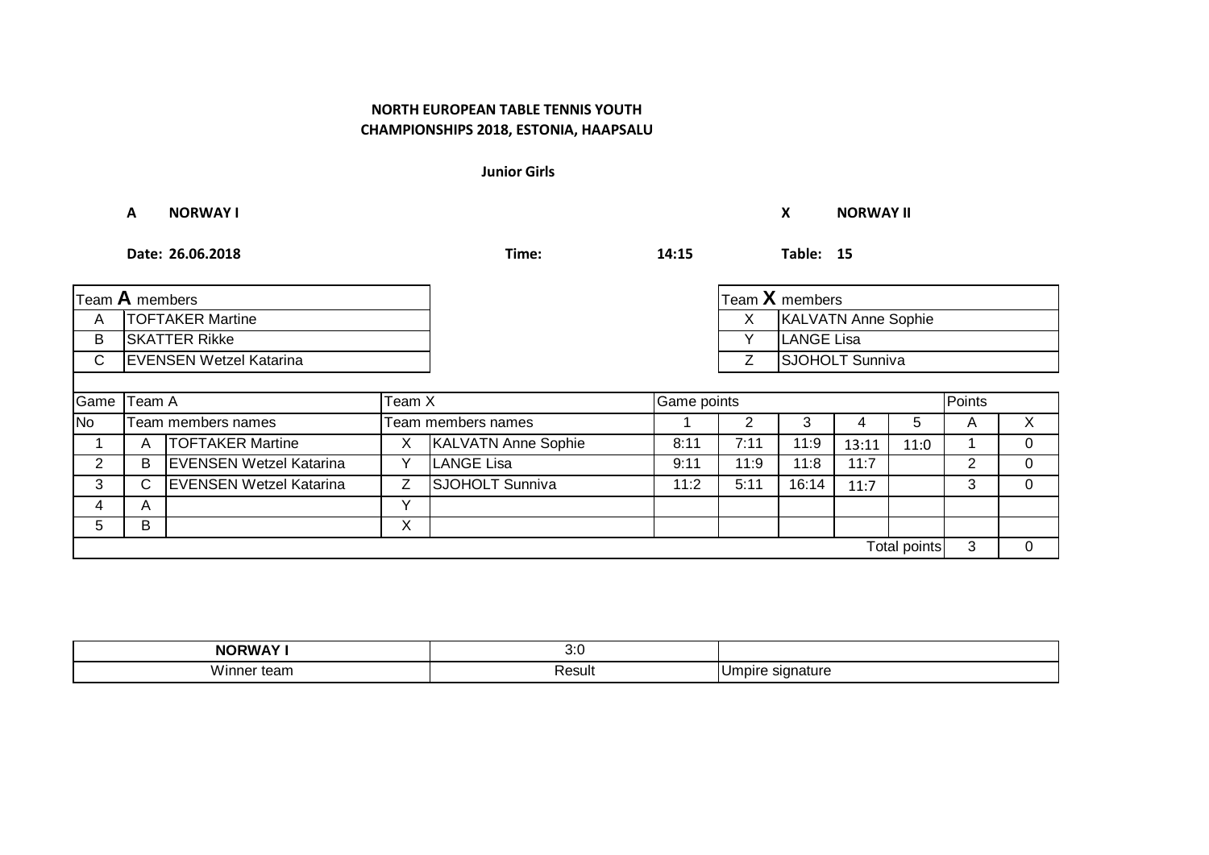**NORTH EUROPEAN TABLE TENNIS YOUTH CHAMPIONSHIPS 2018, ESTONIA, HAAPSALU**

**Junior Girls**

**A** **NORWAY I** **X** **NORWAY II**

**Date: 26.06.2018** **Time:** **14:15** **Table: 15**

| Team **A** members | |
|---|---|
| A | TOFTAKER Martine |
| B | SKATTER Rikke |
| C | EVENSEN Wetzel Katarina |

| Team **X** members | |
|---|---|
| X | KALVATN Anne Sophie |
| Y | LANGE Lisa |
| Z | SJOHOLT Sunniva |

| Game | Team A | | Team X | | Game points | | | | | Points | |
|---|---|---|---|---|---|---|---|---|---|---|---|
| No | Team members names | | Team members names | | 1 | 2 | 3 | 4 | 5 | A | X |
| 1 | A | TOFTAKER Martine | X | KALVATN Anne Sophie | 8:11 | 7:11 | 11:9 | 13:11 | 11:0 | 1 | 0 |
| 2 | B | EVENSEN Wetzel Katarina | Y | LANGE Lisa | 9:11 | 11:9 | 11:8 | 11:7 | | 2 | 0 |
| 3 | C | EVENSEN Wetzel Katarina | Z | SJOHOLT Sunniva | 11:2 | 5:11 | 16:14 | 11:7 | | 3 | 0 |
| 4 | A | | Y | | | | | | | | |
| 5 | B | | X | | | | | | | | |
| | | | | | | | | | Total points | 3 | 0 |

| NORWAY I | 3:0 | |
|---|---|---|
| Winner team | Result | Umpire signature |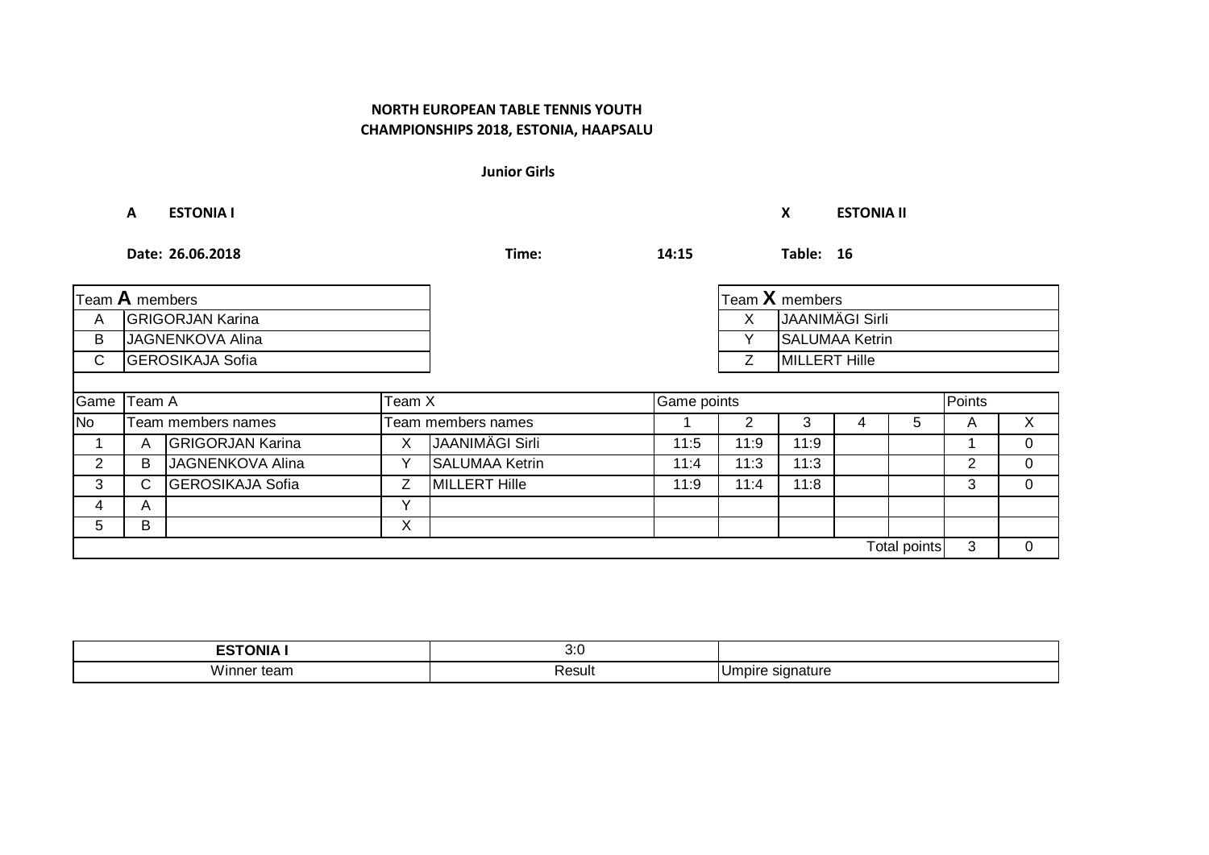**NORTH EUROPEAN TABLE TENNIS YOUTH CHAMPIONSHIPS 2018, ESTONIA, HAAPSALU**

**Junior Girls**

**A** **ESTONIA I** **X** **ESTONIA II**

**Date: 26.06.2018** **Time:** **14:15** **Table: 16**

| Team **A** members | |
|---|---|
| A | GRIGORJAN Karina |
| B | JAGNENKOVA Alina |
| C | GEROSIKAJA Sofia |

| Team **X** members | |
|---|---|
| X | JAANIMÄGI Sirli |
| Y | SALUMAA Ketrin |
| Z | MILLERT Hille |

| Game | Team A | | Team X | | Game points | | | | | Points | |
|---|---|---|---|---|---|---|---|---|---|---|---|
| No | Team members names | | Team members names | | 1 | 2 | 3 | 4 | 5 | A | X |
| 1 | A | GRIGORJAN Karina | X | JAANIMÄGI Sirli | 11:5 | 11:9 | 11:9 | | | 1 | 0 |
| 2 | B | JAGNENKOVA Alina | Y | SALUMAA Ketrin | 11:4 | 11:3 | 11:3 | | | 2 | 0 |
| 3 | C | GEROSIKAJA Sofia | Z | MILLERT Hille | 11:9 | 11:4 | 11:8 | | | 3 | 0 |
| 4 | A | | Y | | | | | | | | |
| 5 | B | | X | | | | | | | | |
| | | | | | | | | | Total points | 3 | 0 |

| ESTONIA I | 3:0 | |
|---|---|---|
| Winner team | Result | Umpire signature |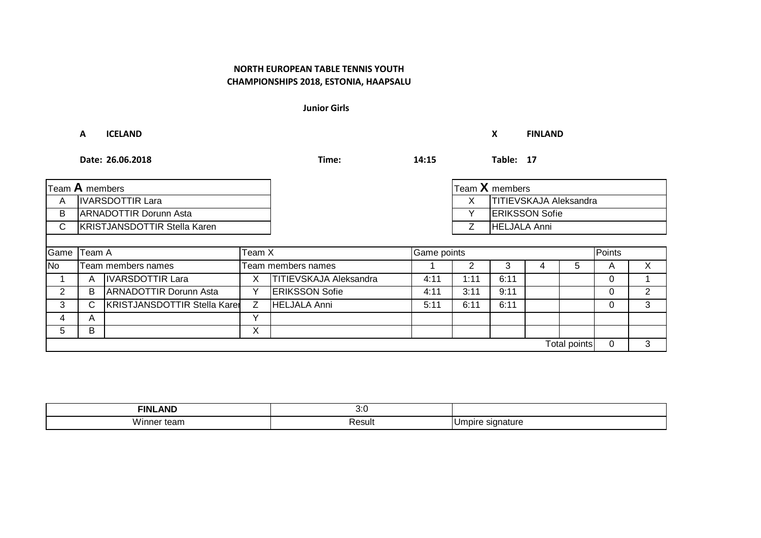**NORTH EUROPEAN TABLE TENNIS YOUTH CHAMPIONSHIPS 2018, ESTONIA, HAAPSALU**

**Junior Girls**

**A ICELAND** **X FINLAND**

**Date: 26.06.2018** **Time: 14:15** **Table: 17**

| Team **A** members | |
|---|---|
| A | IVARSDOTTIR Lara |
| B | ARNADOTTIR Dorunn Asta |
| C | KRISTJANSDOTTIR Stella Karen |

| Team **X** members | |
|---|---|
| X | TITIEVSKAJA Aleksandra |
| Y | ERIKSSON Sofie |
| Z | HELJALA Anni |

| Game | Team A | | Team X | | Game points | | | | | Points | |
|---|---|---|---|---|---|---|---|---|---|---|---|
| No | Team members names | | Team members names | | 1 | 2 | 3 | 4 | 5 | A | X |
| 1 | A | IVARSDOTTIR Lara | X | TITIEVSKAJA Aleksandra | 4:11 | 1:11 | 6:11 | | | 0 | 1 |
| 2 | B | ARNADOTTIR Dorunn Asta | Y | ERIKSSON Sofie | 4:11 | 3:11 | 9:11 | | | 0 | 2 |
| 3 | C | KRISTJANSDOTTIR Stella Karen | Z | HELJALA Anni | 5:11 | 6:11 | 6:11 | | | 0 | 3 |
| 4 | A | | Y | | | | | | | | |
| 5 | B | | X | | | | | | | | |
| | | | | | | | | | Total points | 0 | 3 |

| **FINLAND** | 3:0 | |
|---|---|---|
| Winner team | Result | Umpire signature |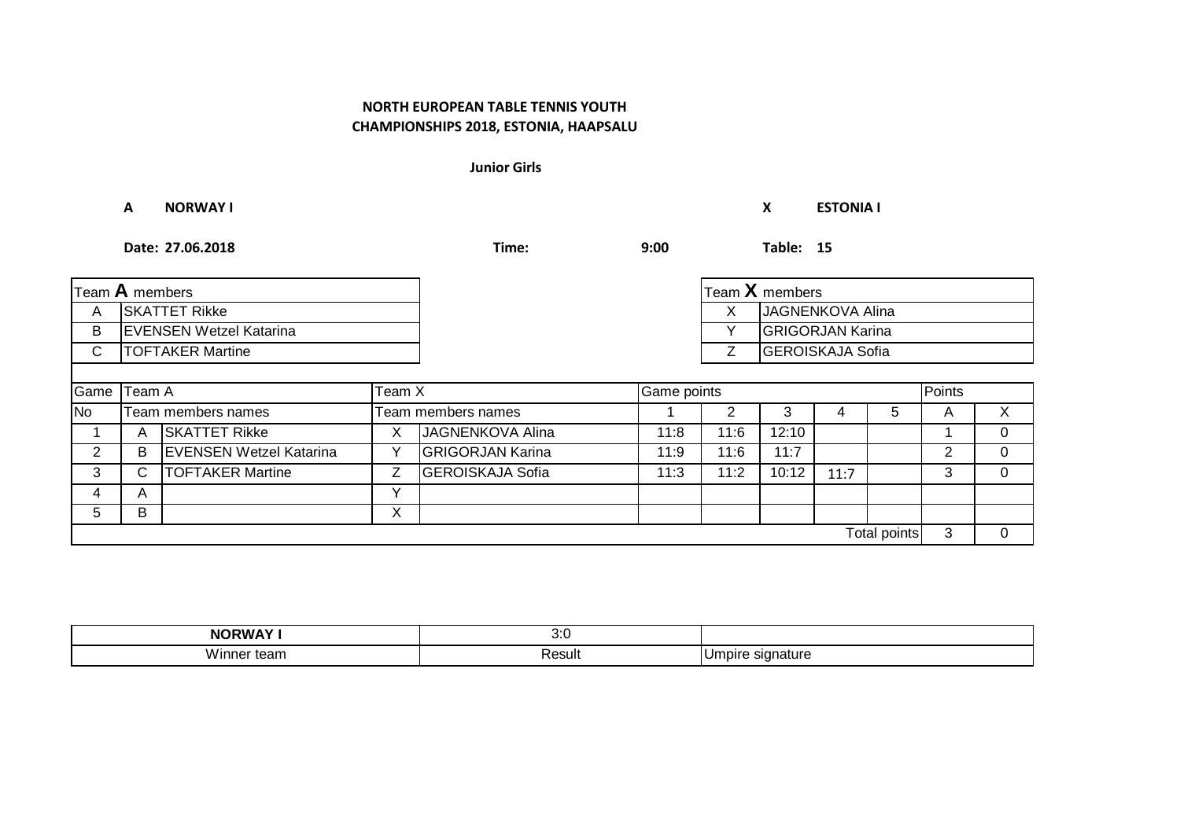**NORTH EUROPEAN TABLE TENNIS YOUTH CHAMPIONSHIPS 2018, ESTONIA, HAAPSALU**

**Junior Girls**

**A NORWAY I** **X ESTONIA I**

**Date: 27.06.2018** **Time: 9:00** **Table: 15**

| Team **A** members | |
|---|---|
| A | SKATTET Rikke |
| B | EVENSEN Wetzel Katarina |
| C | TOFTAKER Martine |

| Team **X** members | |
|---|---|
| X | JAGNENKOVA Alina |
| Y | GRIGORJAN Karina |
| Z | GEROISKAJA Sofia |

| Game | Team A | | Team X | | Game points | | | | | Points | |
|---|---|---|---|---|---|---|---|---|---|---|---|
| No | Team members names | | Team members names | | 1 | 2 | 3 | 4 | 5 | A | X |
| 1 | A | SKATTET Rikke | X | JAGNENKOVA Alina | 11:8 | 11:6 | 12:10 | | | 1 | 0 |
| 2 | B | EVENSEN Wetzel Katarina | Y | GRIGORJAN Karina | 11:9 | 11:6 | 11:7 | | | 2 | 0 |
| 3 | C | TOFTAKER Martine | Z | GEROISKAJA Sofia | 11:3 | 11:2 | 10:12 | 11:7 | | 3 | 0 |
| 4 | A | | Y | | | | | | | | |
| 5 | B | | X | | | | | | | | |
| | | | | | | | | | Total points | 3 | 0 |

| NORWAY I | 3:0 | |
|---|---|---|
| Winner team | Result | Umpire signature |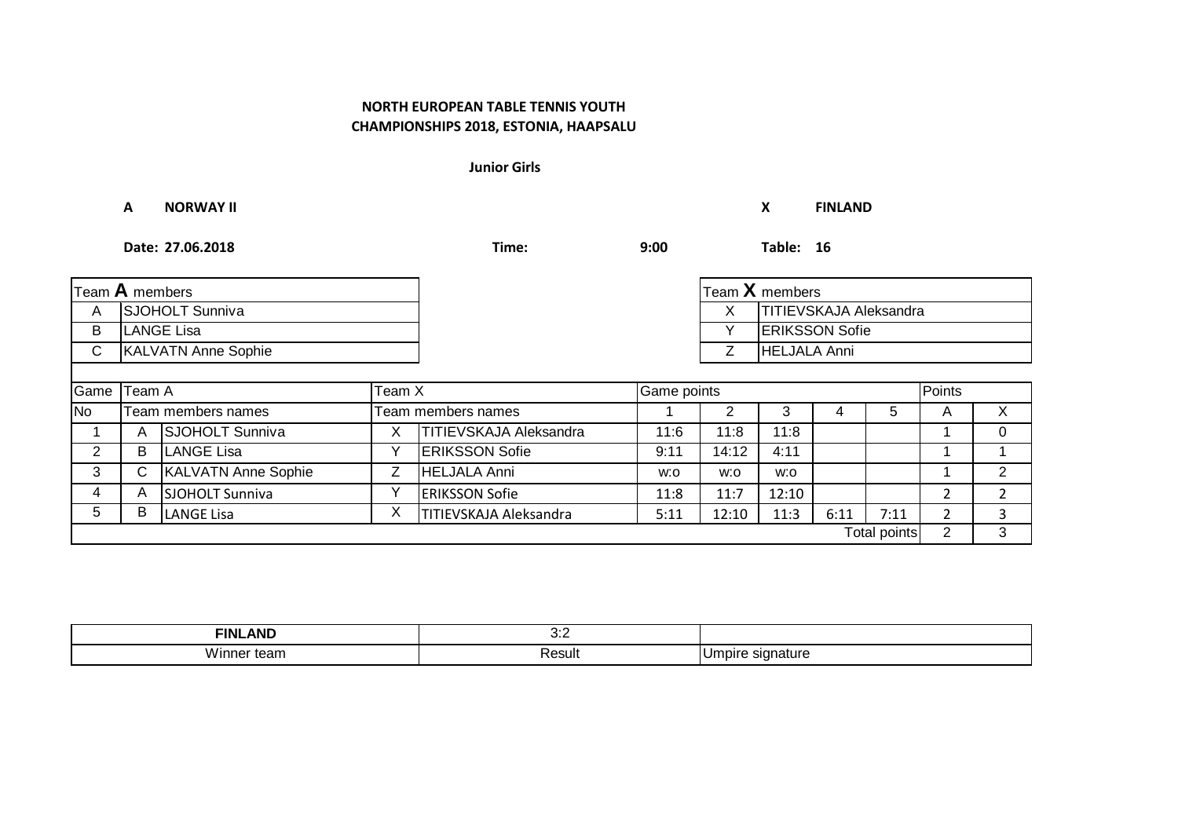**NORTH EUROPEAN TABLE TENNIS YOUTH CHAMPIONSHIPS 2018, ESTONIA, HAAPSALU**

**Junior Girls**

**A** **NORWAY II** **X** **FINLAND**

**Date: 27.06.2018** **Time: 9:00** **Table: 16**

| Team **A** members | |
|---|---|
| A | SJOHOLT Sunniva |
| B | LANGE Lisa |
| C | KALVATN Anne Sophie |

| Team **X** members | |
|---|---|
| X | TITIEVSKAJA Aleksandra |
| Y | ERIKSSON Sofie |
| Z | HELJALA Anni |

| Game | Team A | | Team X | | Game points | | | | | Points | |
|---|---|---|---|---|---|---|---|---|---|---|---|
| No | Team members names | | Team members names | | 1 | 2 | 3 | 4 | 5 | A | X |
| 1 | A | SJOHOLT Sunniva | X | TITIEVSKAJA Aleksandra | 11:6 | 11:8 | 11:8 | | | 1 | 0 |
| 2 | B | LANGE Lisa | Y | ERIKSSON Sofie | 9:11 | 14:12 | 4:11 | | | 1 | 1 |
| 3 | C | KALVATN Anne Sophie | Z | HELJALA Anni | w:o | w:o | w:o | | | 1 | 2 |
| 4 | A | SJOHOLT Sunniva | Y | ERIKSSON Sofie | 11:8 | 11:7 | 12:10 | | | 2 | 2 |
| 5 | B | LANGE Lisa | X | TITIEVSKAJA Aleksandra | 5:11 | 12:10 | 11:3 | 6:11 | 7:11 | 2 | 3 |
| | | | | | | | | | Total points | 2 | 3 |

| **FINLAND** | 3:2 | |
|---|---|---|
| Winner team | Result | Umpire signature |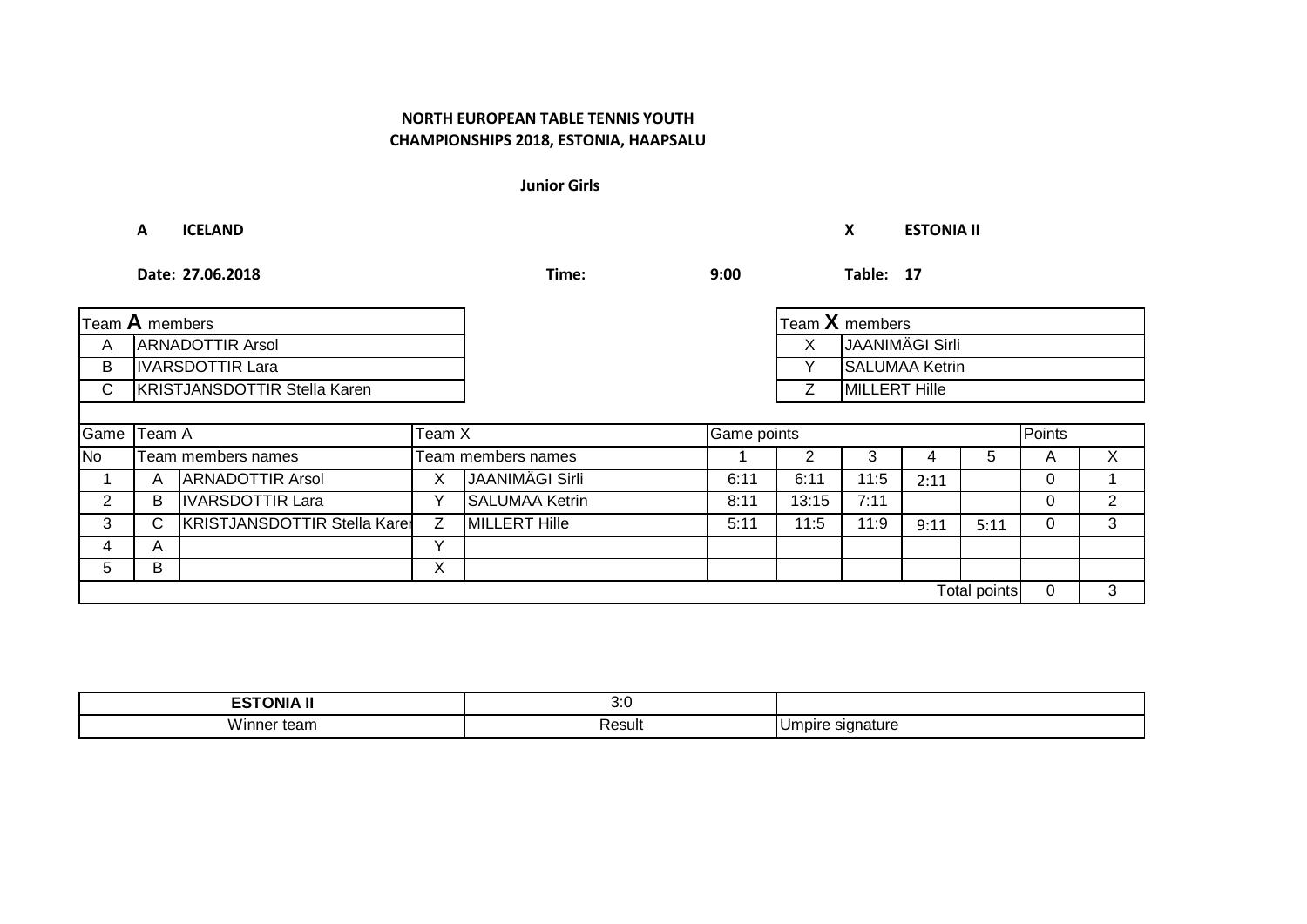**NORTH EUROPEAN TABLE TENNIS YOUTH CHAMPIONSHIPS 2018, ESTONIA, HAAPSALU**

**Junior Girls**

**A ICELAND** **X ESTONIA II**

**Date: 27.06.2018** **Time: 9:00** **Table: 17**

| Team **A** members | |
|---|---|
| A | ARNADOTTIR Arsol |
| B | IVARSDOTTIR Lara |
| C | KRISTJANSDOTTIR Stella Karen |

| Team **X** members | |
|---|---|
| X | JAANIMÄGI Sirli |
| Y | SALUMAA Ketrin |
| Z | MILLERT Hille |

| Game | Team A | | Team X | | Game points | | | | | Points | |
|---|---|---|---|---|---|---|---|---|---|---|---|
| No | Team members names | | Team members names | | 1 | 2 | 3 | 4 | 5 | A | X |
| 1 | A | ARNADOTTIR Arsol | X | JAANIMÄGI Sirli | 6:11 | 6:11 | 11:5 | 2:11 | | 0 | 1 |
| 2 | B | IVARSDOTTIR Lara | Y | SALUMAA Ketrin | 8:11 | 13:15 | 7:11 | | | 0 | 2 |
| 3 | C | KRISTJANSDOTTIR Stella Karen | Z | MILLERT Hille | 5:11 | 11:5 | 11:9 | 9:11 | 5:11 | 0 | 3 |
| 4 | A | | Y | | | | | | | | |
| 5 | B | | X | | | | | | | | |
| | | | | | | | | | Total points | 0 | 3 |

| **ESTONIA II** | 3:0 | |
|---|---|---|
| Winner team | Result | Umpire signature |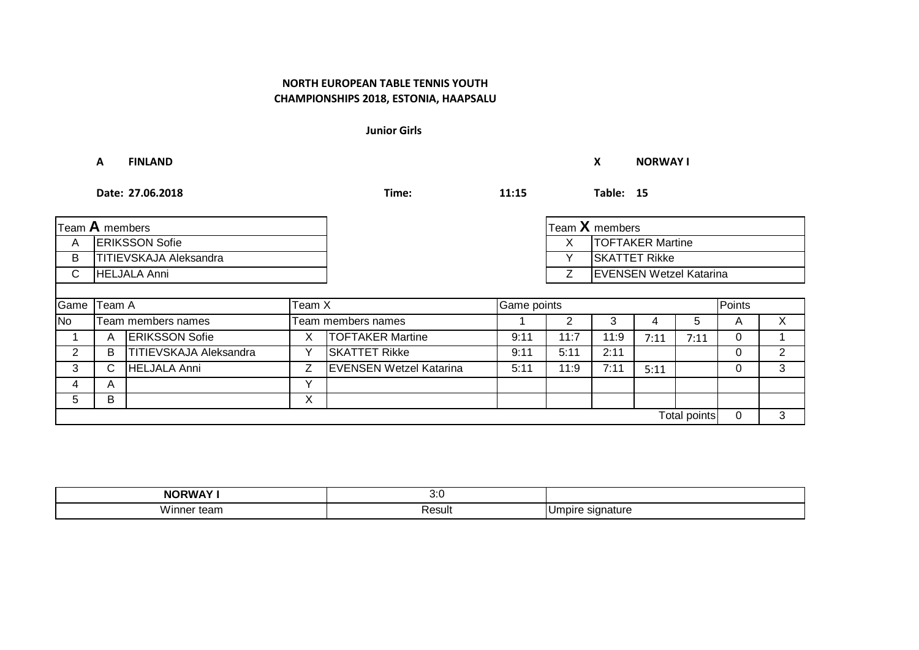**NORTH EUROPEAN TABLE TENNIS YOUTH CHAMPIONSHIPS 2018, ESTONIA, HAAPSALU**

**Junior Girls**

**A FINLAND** **X NORWAY I**

**Date: 27.06.2018** **Time: 11:15** **Table: 15**

| Team **A** members | |
|---|---|
| A | ERIKSSON Sofie |
| B | TITIEVSKAJA Aleksandra |
| C | HELJALA Anni |

| Team **X** members | |
|---|---|
| X | TOFTAKER Martine |
| Y | SKATTET Rikke |
| Z | EVENSEN Wetzel Katarina |

| Game | Team A | | Team X | | Game points | | | | | Points | |
|---|---|---|---|---|---|---|---|---|---|---|---|
| No | Team members names | | Team members names | | 1 | 2 | 3 | 4 | 5 | A | X |
| 1 | A | ERIKSSON Sofie | X | TOFTAKER Martine | 9:11 | 11:7 | 11:9 | 7:11 | 7:11 | 0 | 1 |
| 2 | B | TITIEVSKAJA Aleksandra | Y | SKATTET Rikke | 9:11 | 5:11 | 2:11 | | | 0 | 2 |
| 3 | C | HELJALA Anni | Z | EVENSEN Wetzel Katarina | 5:11 | 11:9 | 7:11 | 5:11 | | 0 | 3 |
| 4 | A | | Y | | | | | | | | |
| 5 | B | | X | | | | | | | | |
| | | | | | | | | | Total points | 0 | 3 |

| **NORWAY I** | 3:0 | |
|---|---|---|
| Winner team | Result | Umpire signature |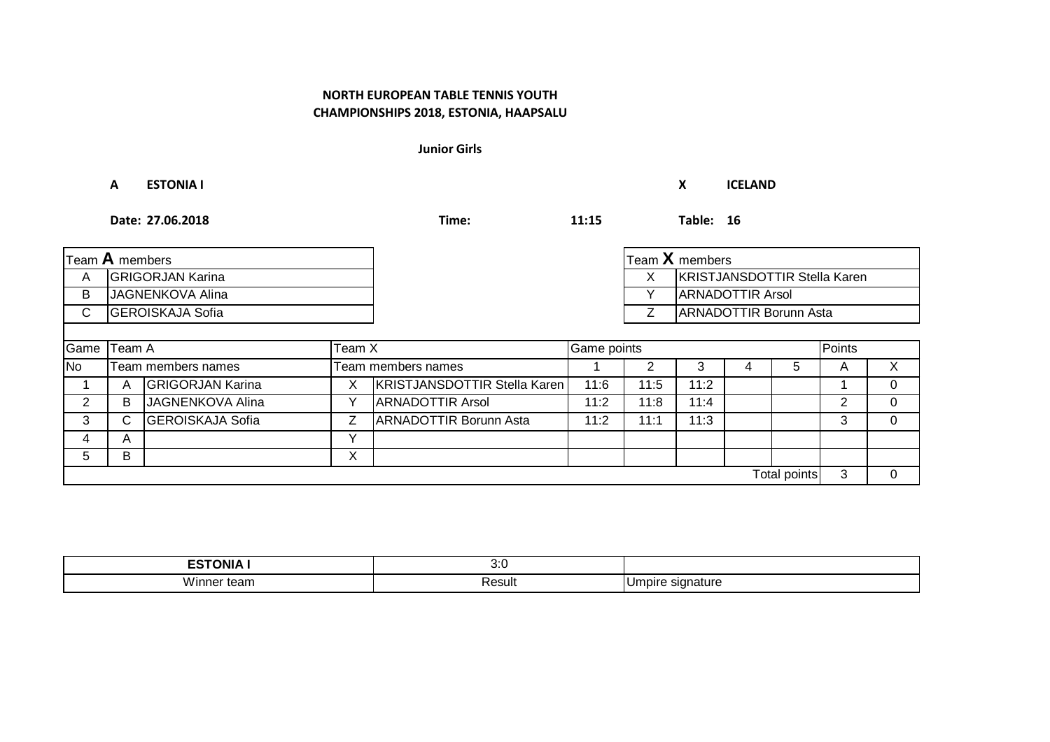**NORTH EUROPEAN TABLE TENNIS YOUTH CHAMPIONSHIPS 2018, ESTONIA, HAAPSALU**

**Junior Girls**

**A ESTONIA I** **X ICELAND**

**Date: 27.06.2018** **Time: 11:15** **Table: 16**

| Team **A** members | |
|---|---|
| A | GRIGORJAN Karina |
| B | JAGNENKOVA Alina |
| C | GEROISKAJA Sofia |

| Team **X** members | |
|---|---|
| X | KRISTJANSDOTTIR Stella Karen |
| Y | ARNADOTTIR Arsol |
| Z | ARNADOTTIR Borunn Asta |

| Game | Team A | | Team X | | Game points | | | | | Points | |
|---|---|---|---|---|---|---|---|---|---|---|---|
| No | Team members names | | Team members names | | 1 | 2 | 3 | 4 | 5 | A | X |
| 1 | A | GRIGORJAN Karina | X | KRISTJANSDOTTIR Stella Karen | 11:6 | 11:5 | 11:2 | | | 1 | 0 |
| 2 | B | JAGNENKOVA Alina | Y | ARNADOTTIR Arsol | 11:2 | 11:8 | 11:4 | | | 2 | 0 |
| 3 | C | GEROISKAJA Sofia | Z | ARNADOTTIR Borunn Asta | 11:2 | 11:1 | 11:3 | | | 3 | 0 |
| 4 | A | | Y | | | | | | | | |
| 5 | B | | X | | | | | | | | |
| | | | | | | | | | Total points | 3 | 0 |

| **ESTONIA I** | 3:0 | |
|---|---|---|
| Winner team | Result | Umpire signature |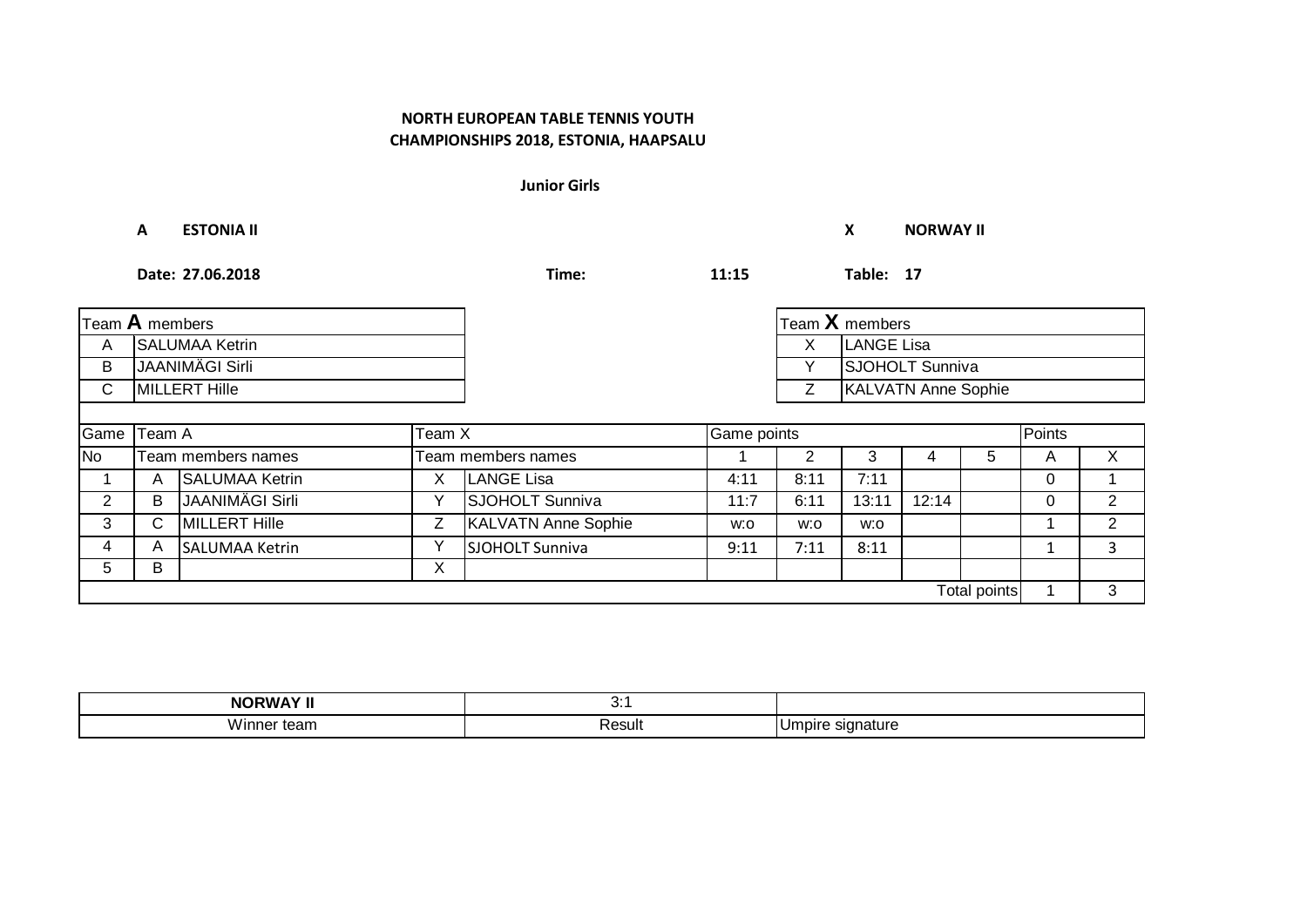**NORTH EUROPEAN TABLE TENNIS YOUTH CHAMPIONSHIPS 2018, ESTONIA, HAAPSALU**

**Junior Girls**

**A** **ESTONIA II** **X** **NORWAY II**

**Date: 27.06.2018** **Time:** **11:15** **Table: 17**

| Team **A** members | |
|---|---|
| A | SALUMAA Ketrin |
| B | JAANIMÄGI Sirli |
| C | MILLERT Hille |

| Team **X** members | |
|---|---|
| X | LANGE Lisa |
| Y | SJOHOLT Sunniva |
| Z | KALVATN Anne Sophie |

| Game | Team A | | Team X | | Game points | | | | | Points | |
|---|---|---|---|---|---|---|---|---|---|---|---|
| No | Team members names | | Team members names | | 1 | 2 | 3 | 4 | 5 | A | X |
| 1 | A | SALUMAA Ketrin | X | LANGE Lisa | 4:11 | 8:11 | 7:11 | | | 0 | 1 |
| 2 | B | JAANIMÄGI Sirli | Y | SJOHOLT Sunniva | 11:7 | 6:11 | 13:11 | 12:14 | | 0 | 2 |
| 3 | C | MILLERT Hille | Z | KALVATN Anne Sophie | w:o | w:o | w:o | | | 1 | 2 |
| 4 | A | SALUMAA Ketrin | Y | SJOHOLT Sunniva | 9:11 | 7:11 | 8:11 | | | 1 | 3 |
| 5 | B | | X | | | | | | | | |
| | | | | | | | | | Total points | 1 | 3 |

| **NORWAY II** | 3:1 | |
|---|---|---|
| Winner team | Result | Umpire signature |